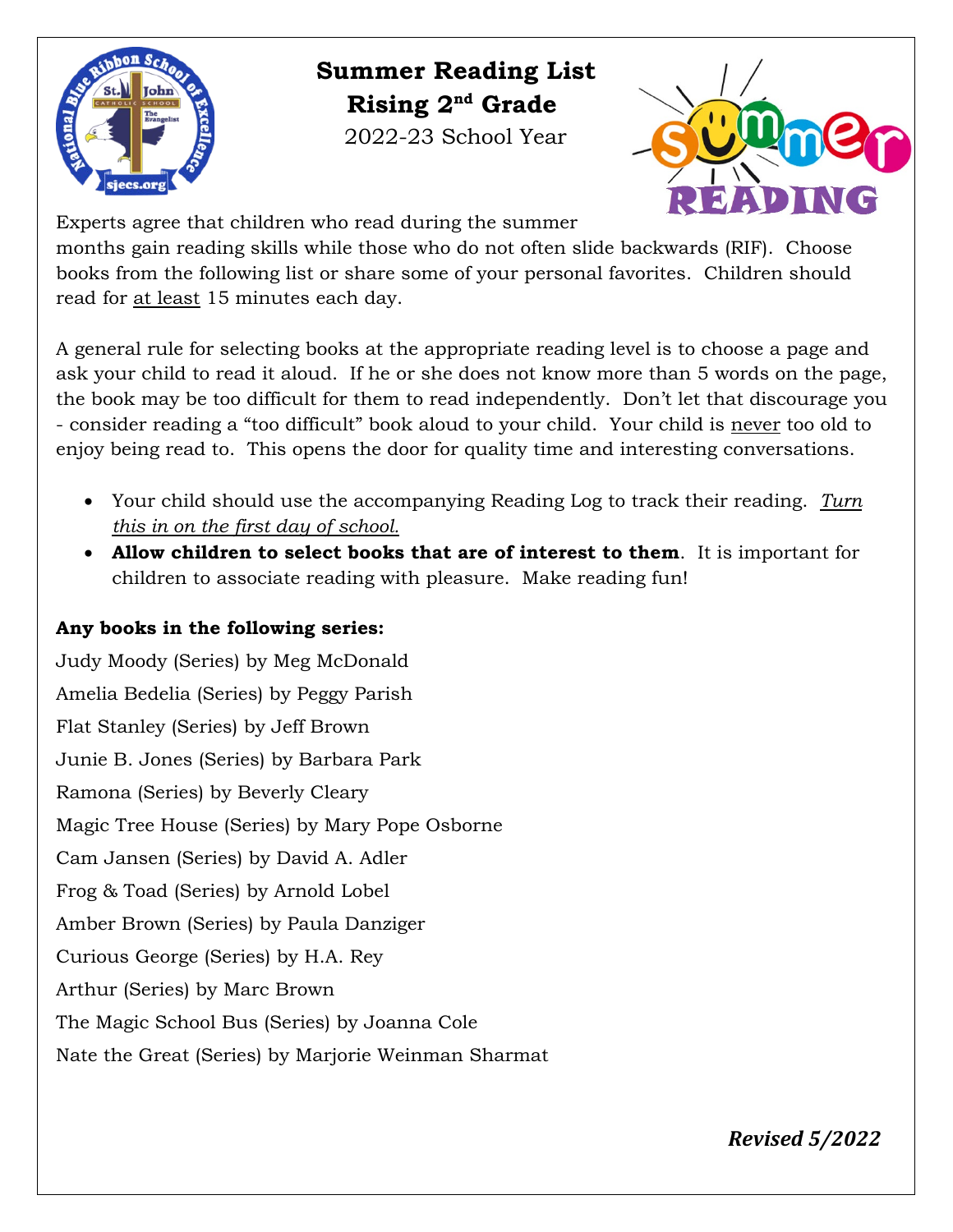# Summer Reading List
## Rising 2nd Grade
2022-23 School Year

Experts agree that children who read during the summer months gain reading skills while those who do not often slide backwards (RIF). Choose books from the following list or share some of your personal favorites. Children should read for at least 15 minutes each day.

A general rule for selecting books at the appropriate reading level is to choose a page and ask your child to read it aloud. If he or she does not know more than 5 words on the page, the book may be too difficult for them to read independently. Don't let that discourage you - consider reading a "too difficult" book aloud to your child. Your child is never too old to enjoy being read to. This opens the door for quality time and interesting conversations.

- Your child should use the accompanying Reading Log to track their reading. *Turn this in on the first day of school.*
- **Allow children to select books that are of interest to them**. It is important for children to associate reading with pleasure. Make reading fun!

**Any books in the following series:**

Judy Moody (Series) by Meg McDonald

Amelia Bedelia (Series) by Peggy Parish

Flat Stanley (Series) by Jeff Brown

Junie B. Jones (Series) by Barbara Park

Ramona (Series) by Beverly Cleary

Magic Tree House (Series) by Mary Pope Osborne

Cam Jansen (Series) by David A. Adler

Frog & Toad (Series) by Arnold Lobel

Amber Brown (Series) by Paula Danziger

Curious George (Series) by H.A. Rey

Arthur (Series) by Marc Brown

The Magic School Bus (Series) by Joanna Cole

Nate the Great (Series) by Marjorie Weinman Sharmat

***Revised 5/2022***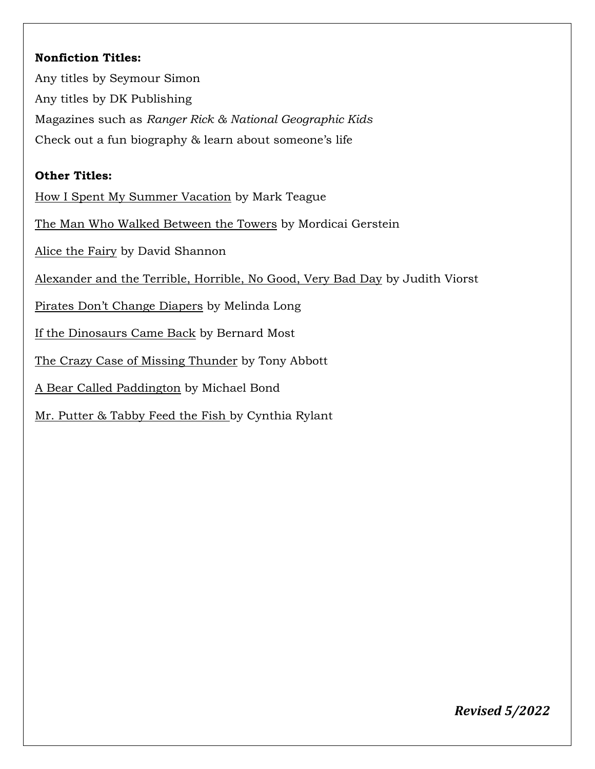**Nonfiction Titles:**

Any titles by Seymour Simon

Any titles by DK Publishing

Magazines such as *Ranger Rick & National Geographic Kids*

Check out a fun biography & learn about someone's life

**Other Titles:**

How I Spent My Summer Vacation by Mark Teague

The Man Who Walked Between the Towers by Mordicai Gerstein

Alice the Fairy by David Shannon

Alexander and the Terrible, Horrible, No Good, Very Bad Day by Judith Viorst

Pirates Don't Change Diapers by Melinda Long

If the Dinosaurs Came Back by Bernard Most

The Crazy Case of Missing Thunder by Tony Abbott

A Bear Called Paddington by Michael Bond

Mr. Putter & Tabby Feed the Fish by Cynthia Rylant

***Revised 5/2022***